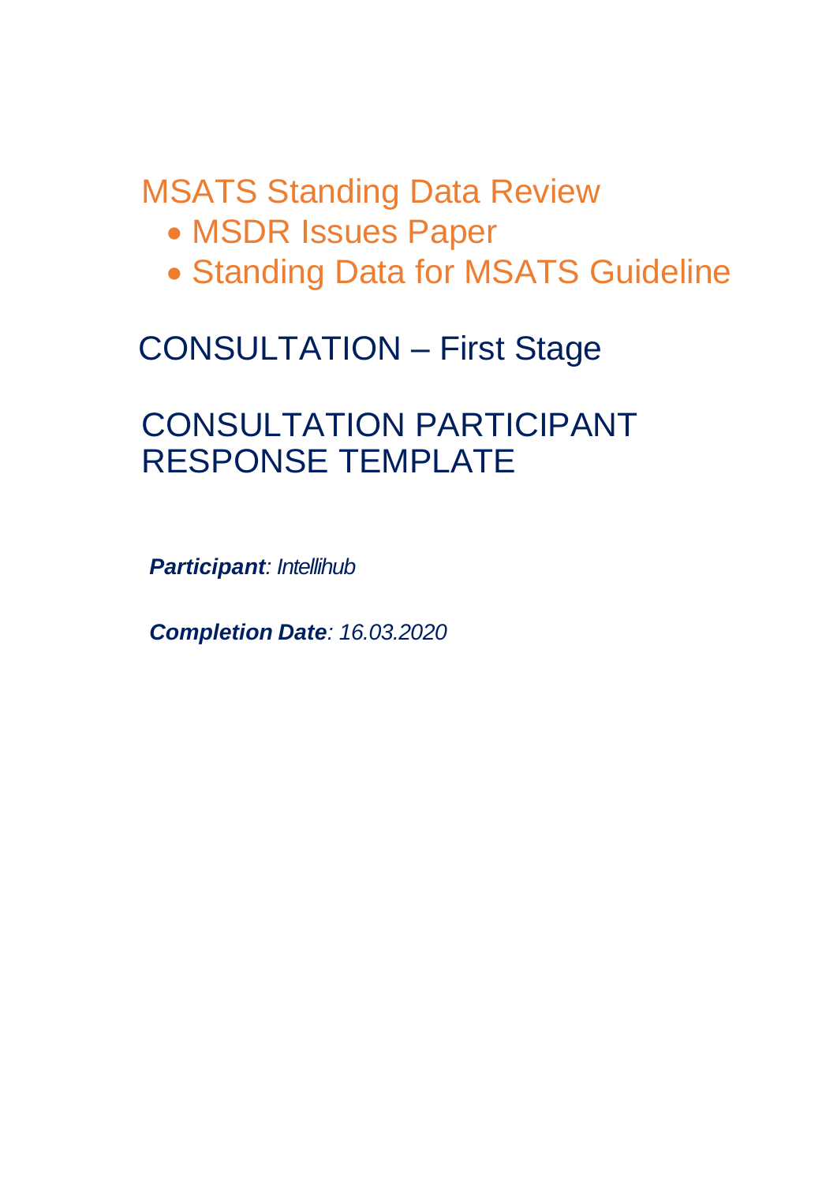# MSATS Standing Data Review

- MSDR Issues Paper
- Standing Data for MSATS Guideline

## CONSULTATION – First Stage

## CONSULTATION PARTICIPANT RESPONSE TEMPLATE

***Participant**: Intellihub*

***Completion Date**: 16.03.2020*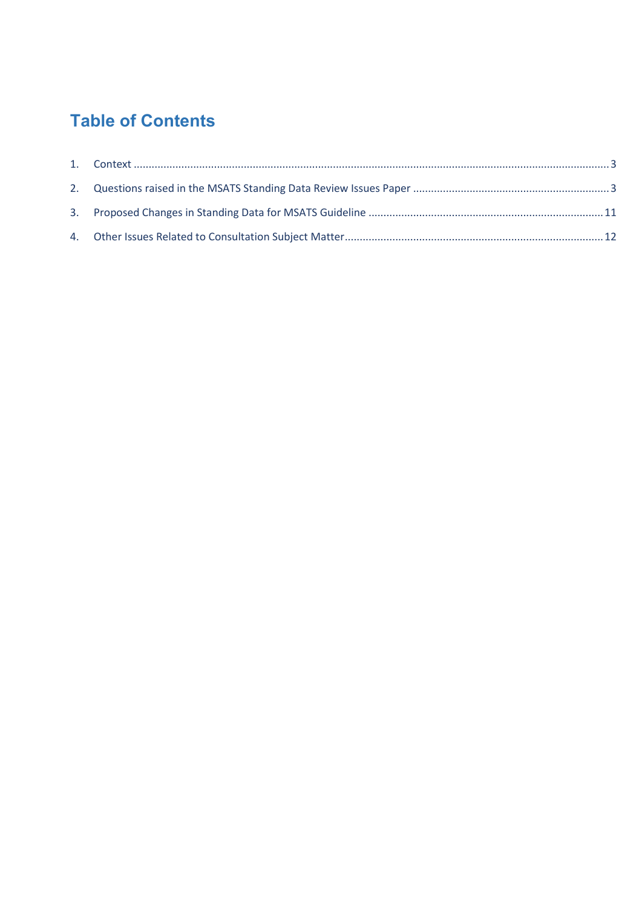# Table of Contents

1. Context ........................................................................................................ 3
2. Questions raised in the MSATS Standing Data Review Issues Paper ........................................ 3
3. Proposed Changes in Standing Data for MSATS Guideline ................................................... 11
4. Other Issues Related to Consultation Subject Matter ........................................................ 12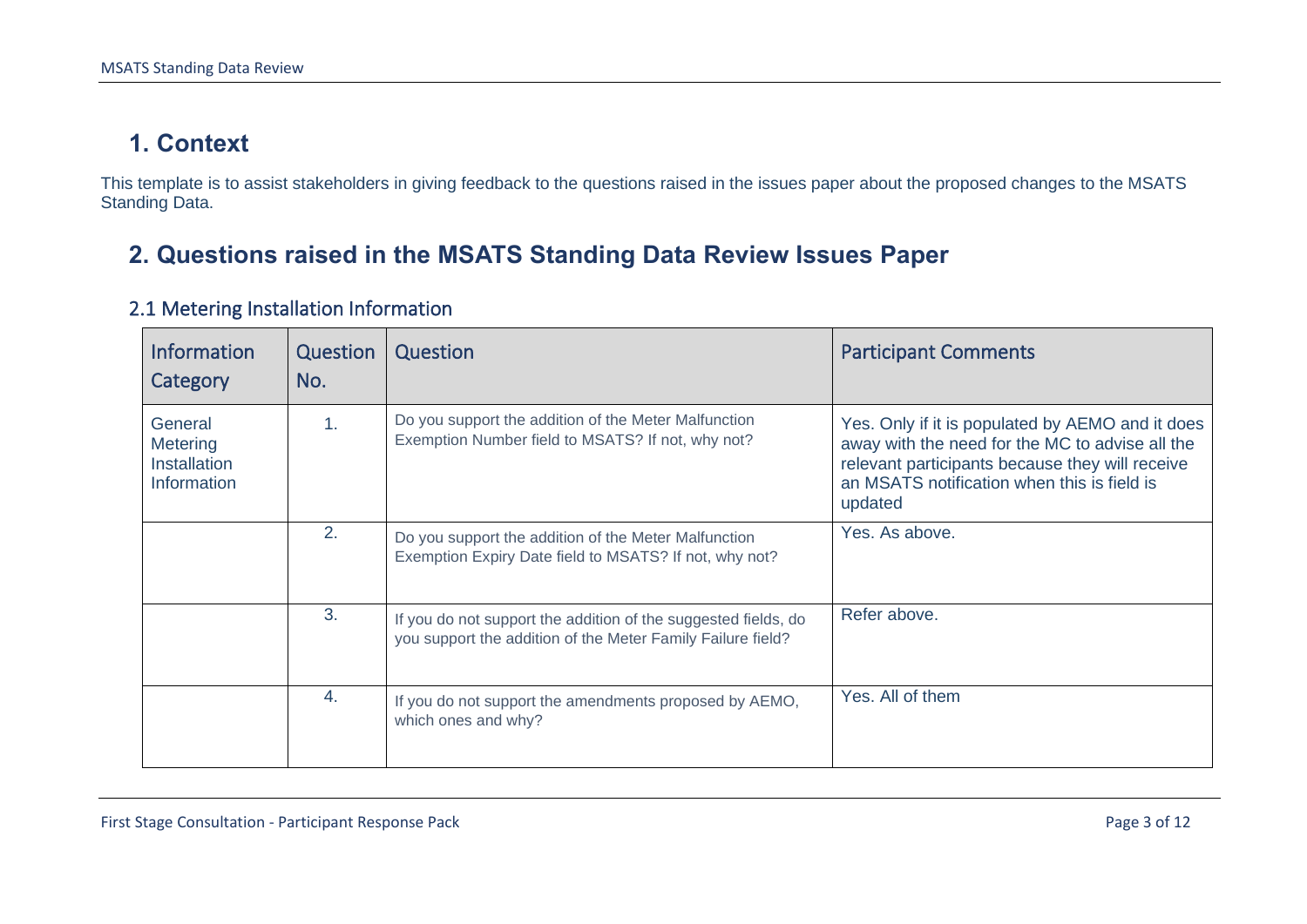# 1. Context

This template is to assist stakeholders in giving feedback to the questions raised in the issues paper about the proposed changes to the MSATS Standing Data.

# 2. Questions raised in the MSATS Standing Data Review Issues Paper

## 2.1 Metering Installation Information

| Information Category | Question No. | Question | Participant Comments |
|---|---|---|---|
| General Metering Installation Information | 1. | Do you support the addition of the Meter Malfunction Exemption Number field to MSATS? If not, why not? | Yes. Only if it is populated by AEMO and it does away with the need for the MC to advise all the relevant participants because they will receive an MSATS notification when this is field is updated |
| | 2. | Do you support the addition of the Meter Malfunction Exemption Expiry Date field to MSATS? If not, why not? | Yes. As above. |
| | 3. | If you do not support the addition of the suggested fields, do you support the addition of the Meter Family Failure field? | Refer above. |
| | 4. | If you do not support the amendments proposed by AEMO, which ones and why? | Yes. All of them |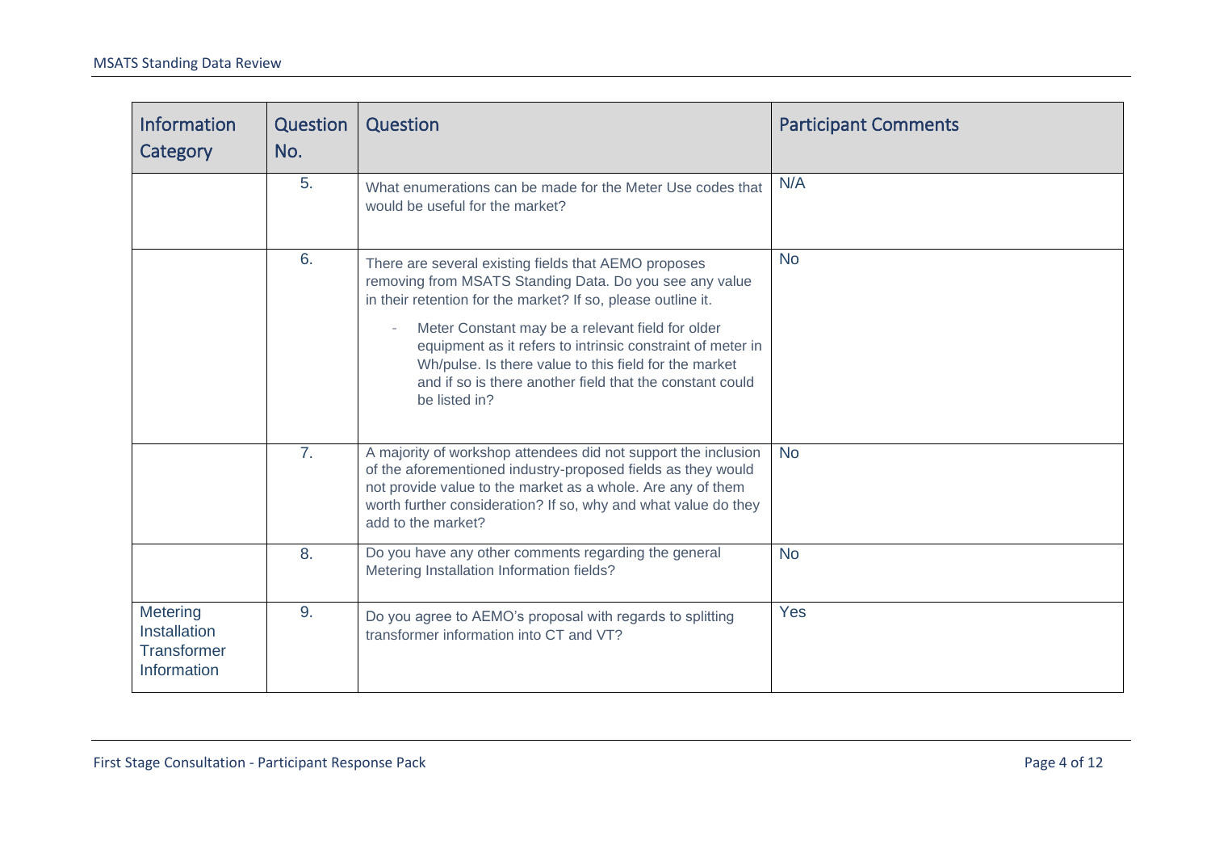| Information Category | Question No. | Question | Participant Comments |
|---|---|---|---|
| | 5. | What enumerations can be made for the Meter Use codes that would be useful for the market? | N/A |
| | 6. | There are several existing fields that AEMO proposes removing from MSATS Standing Data. Do you see any value in their retention for the market? If so, please outline it.<br><br>- Meter Constant may be a relevant field for older equipment as it refers to intrinsic constraint of meter in Wh/pulse. Is there value to this field for the market and if so is there another field that the constant could be listed in? | No |
| | 7. | A majority of workshop attendees did not support the inclusion of the aforementioned industry-proposed fields as they would not provide value to the market as a whole. Are any of them worth further consideration? If so, why and what value do they add to the market? | No |
| | 8. | Do you have any other comments regarding the general Metering Installation Information fields? | No |
| Metering Installation Transformer Information | 9. | Do you agree to AEMO's proposal with regards to splitting transformer information into CT and VT? | Yes |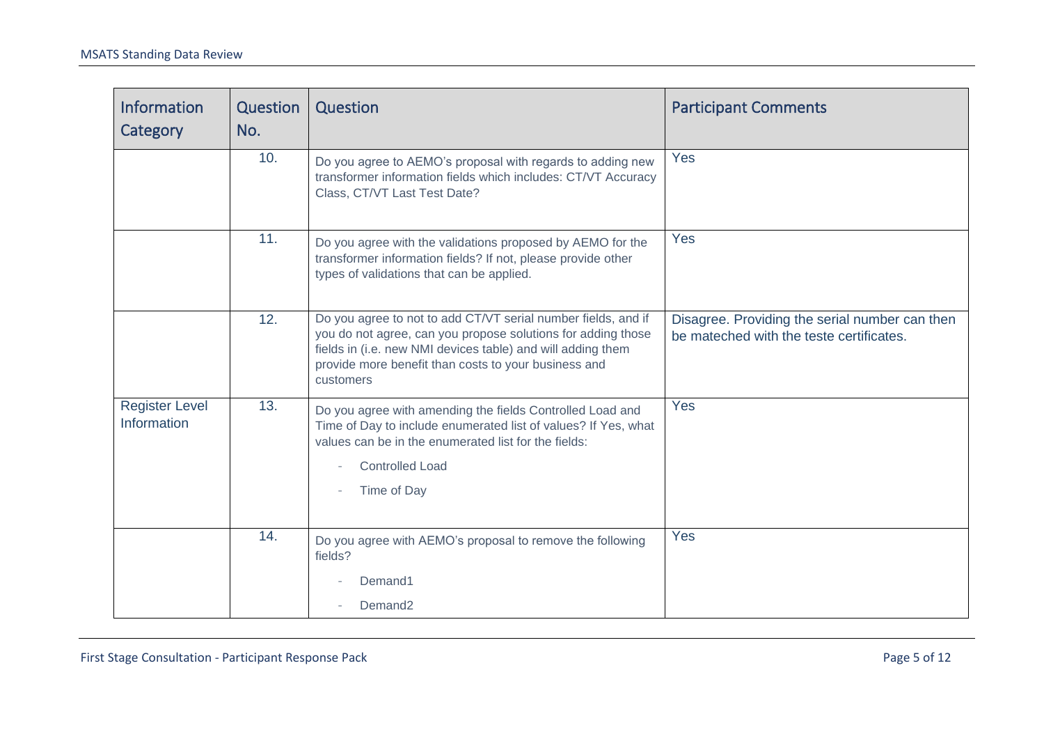| Information Category | Question No. | Question | Participant Comments |
|---|---|---|---|
| | 10. | Do you agree to AEMO's proposal with regards to adding new transformer information fields which includes: CT/VT Accuracy Class, CT/VT Last Test Date? | Yes |
| | 11. | Do you agree with the validations proposed by AEMO for the transformer information fields? If not, please provide other types of validations that can be applied. | Yes |
| | 12. | Do you agree to not to add CT/VT serial number fields, and if you do not agree, can you propose solutions for adding those fields in (i.e. new NMI devices table) and will adding them provide more benefit than costs to your business and customers | Disagree. Providing the serial number can then be mateched with the teste certificates. |
| Register Level Information | 13. | Do you agree with amending the fields Controlled Load and Time of Day to include enumerated list of values? If Yes, what values can be in the enumerated list for the fields:<br>- Controlled Load<br>- Time of Day | Yes |
| | 14. | Do you agree with AEMO's proposal to remove the following fields?<br>- Demand1<br>- Demand2 | Yes |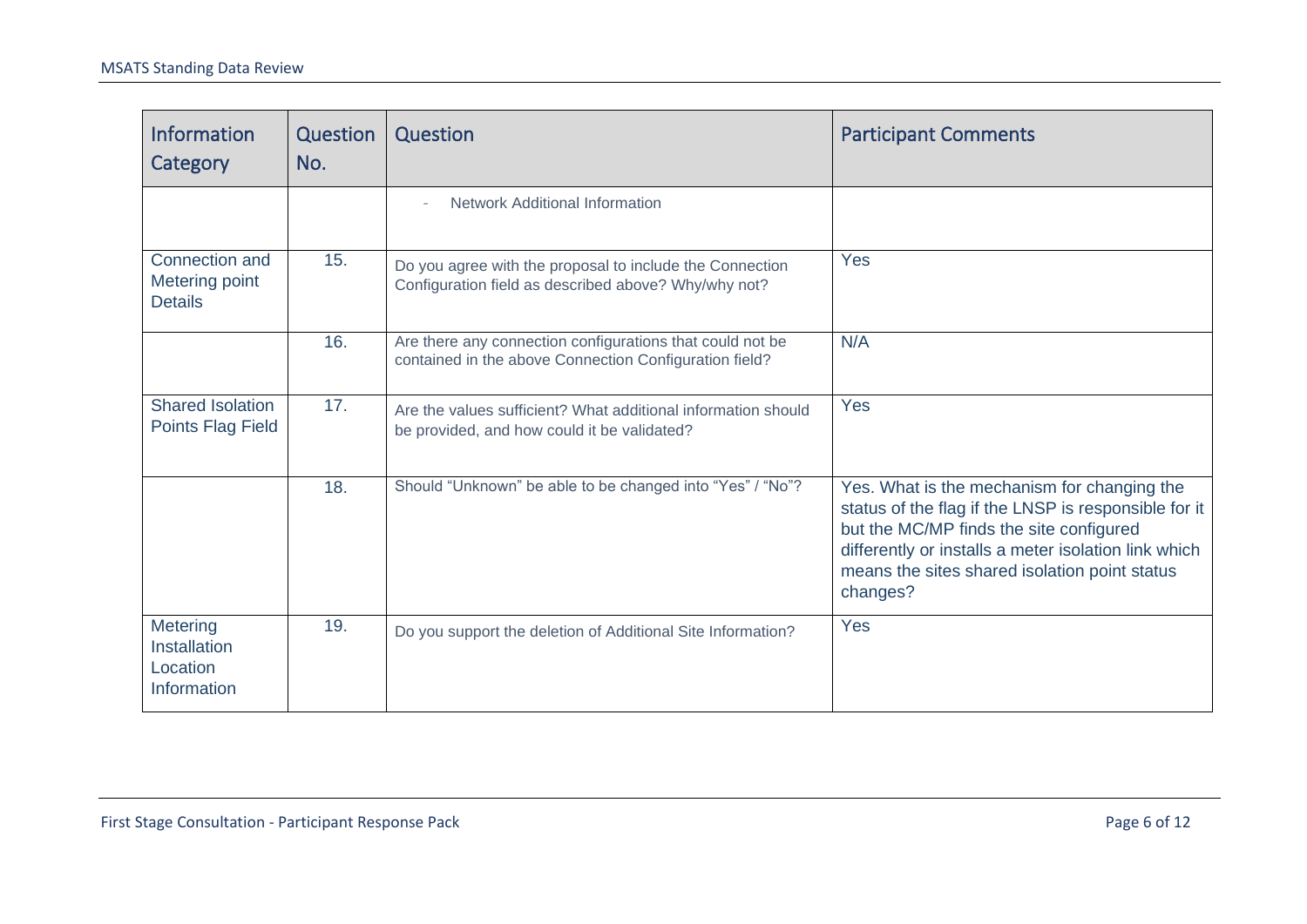| Information Category | Question No. | Question | Participant Comments |
|---|---|---|---|
| | | - Network Additional Information | |
| Connection and Metering point Details | 15. | Do you agree with the proposal to include the Connection Configuration field as described above? Why/why not? | Yes |
| | 16. | Are there any connection configurations that could not be contained in the above Connection Configuration field? | N/A |
| Shared Isolation Points Flag Field | 17. | Are the values sufficient? What additional information should be provided, and how could it be validated? | Yes |
| | 18. | Should "Unknown" be able to be changed into "Yes" / "No"? | Yes. What is the mechanism for changing the status of the flag if the LNSP is responsible for it but the MC/MP finds the site configured differently or installs a meter isolation link which means the sites shared isolation point status changes? |
| Metering Installation Location Information | 19. | Do you support the deletion of Additional Site Information? | Yes |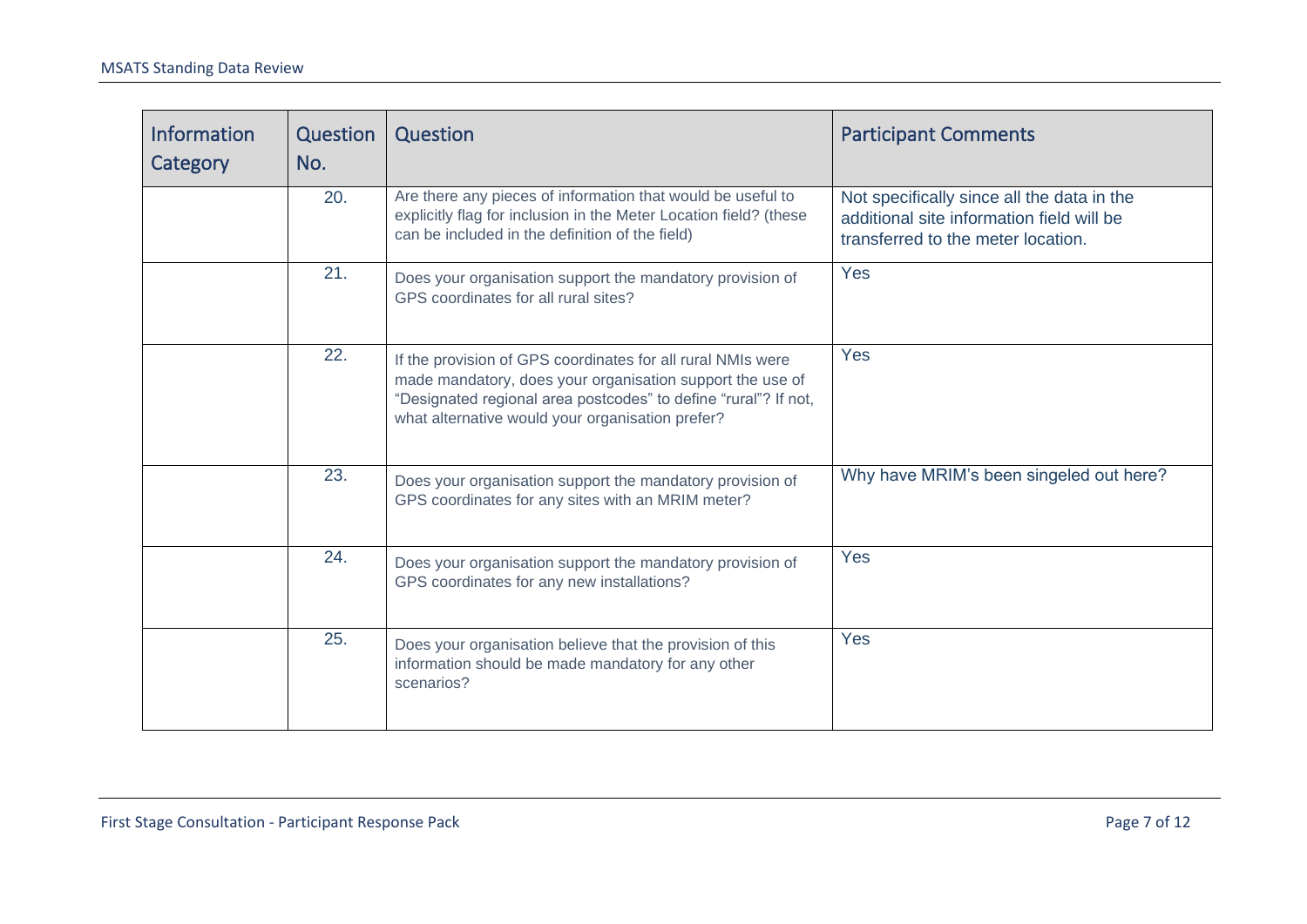| Information Category | Question No. | Question | Participant Comments |
|---|---|---|---|
| | 20. | Are there any pieces of information that would be useful to explicitly flag for inclusion in the Meter Location field? (these can be included in the definition of the field) | Not specifically since all the data in the additional site information field will be transferred to the meter location. |
| | 21. | Does your organisation support the mandatory provision of GPS coordinates for all rural sites? | Yes |
| | 22. | If the provision of GPS coordinates for all rural NMIs were made mandatory, does your organisation support the use of "Designated regional area postcodes" to define "rural"? If not, what alternative would your organisation prefer? | Yes |
| | 23. | Does your organisation support the mandatory provision of GPS coordinates for any sites with an MRIM meter? | Why have MRIM's been singeled out here? |
| | 24. | Does your organisation support the mandatory provision of GPS coordinates for any new installations? | Yes |
| | 25. | Does your organisation believe that the provision of this information should be made mandatory for any other scenarios? | Yes |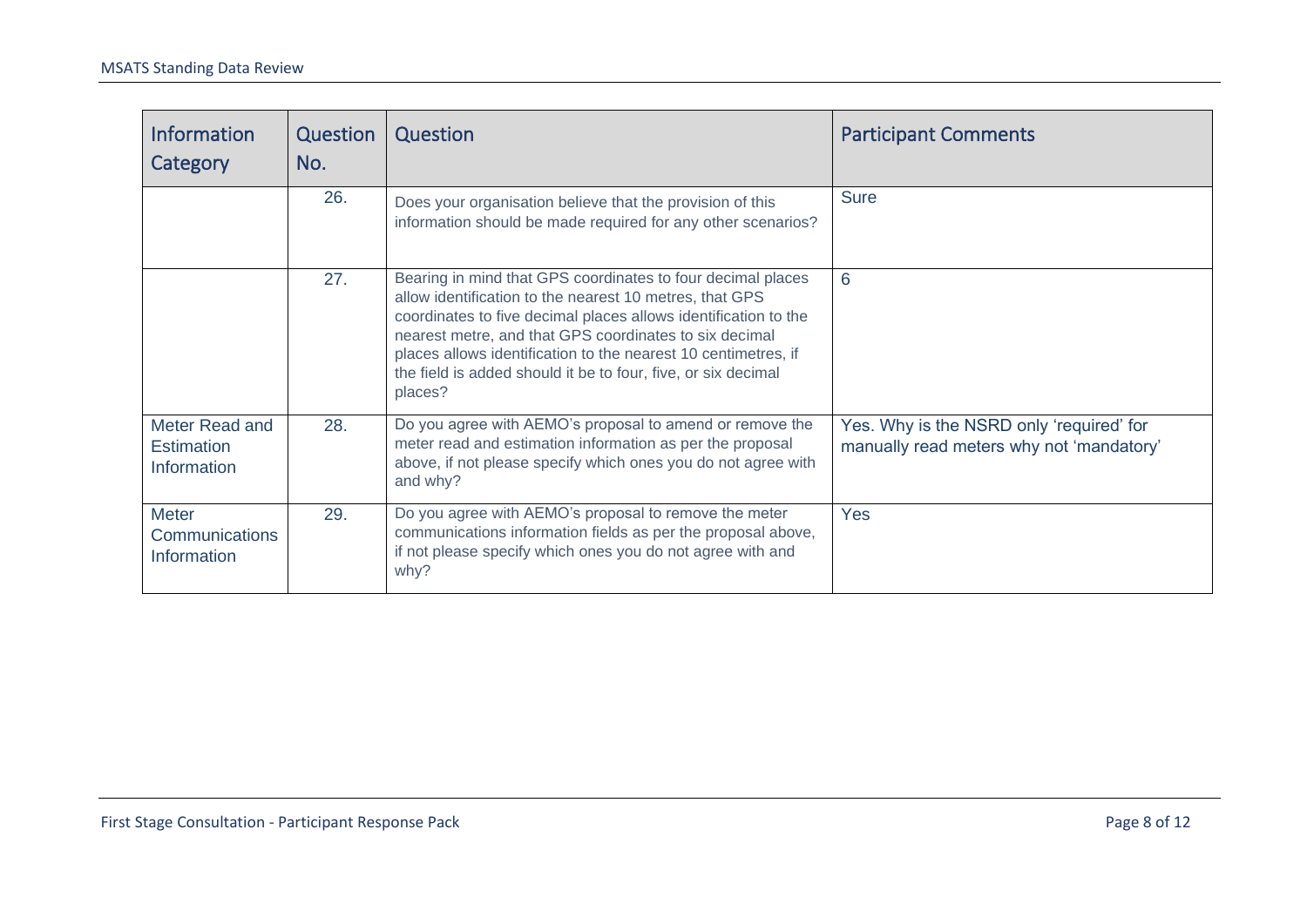| Information Category | Question No. | Question | Participant Comments |
| --- | --- | --- | --- |
| | 26. | Does your organisation believe that the provision of this information should be made required for any other scenarios? | Sure |
| | 27. | Bearing in mind that GPS coordinates to four decimal places allow identification to the nearest 10 metres, that GPS coordinates to five decimal places allows identification to the nearest metre, and that GPS coordinates to six decimal places allows identification to the nearest 10 centimetres, if the field is added should it be to four, five, or six decimal places? | 6 |
| Meter Read and Estimation Information | 28. | Do you agree with AEMO's proposal to amend or remove the meter read and estimation information as per the proposal above, if not please specify which ones you do not agree with and why? | Yes. Why is the NSRD only 'required' for manually read meters why not 'mandatory' |
| Meter Communications Information | 29. | Do you agree with AEMO's proposal to remove the meter communications information fields as per the proposal above, if not please specify which ones you do not agree with and why? | Yes |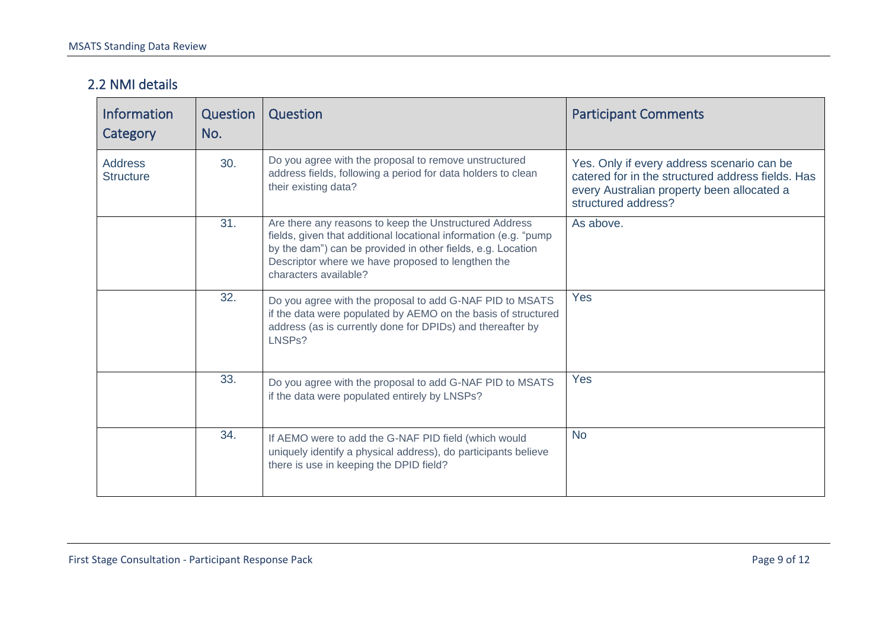## 2.2 NMI details

| Information Category | Question No. | Question | Participant Comments |
|---|---|---|---|
| Address Structure | 30. | Do you agree with the proposal to remove unstructured address fields, following a period for data holders to clean their existing data? | Yes. Only if every address scenario can be catered for in the structured address fields. Has every Australian property been allocated a structured address? |
| | 31. | Are there any reasons to keep the Unstructured Address fields, given that additional locational information (e.g. "pump by the dam") can be provided in other fields, e.g. Location Descriptor where we have proposed to lengthen the characters available? | As above. |
| | 32. | Do you agree with the proposal to add G-NAF PID to MSATS if the data were populated by AEMO on the basis of structured address (as is currently done for DPIDs) and thereafter by LNSPs? | Yes |
| | 33. | Do you agree with the proposal to add G-NAF PID to MSATS if the data were populated entirely by LNSPs? | Yes |
| | 34. | If AEMO were to add the G-NAF PID field (which would uniquely identify a physical address), do participants believe there is use in keeping the DPID field? | No |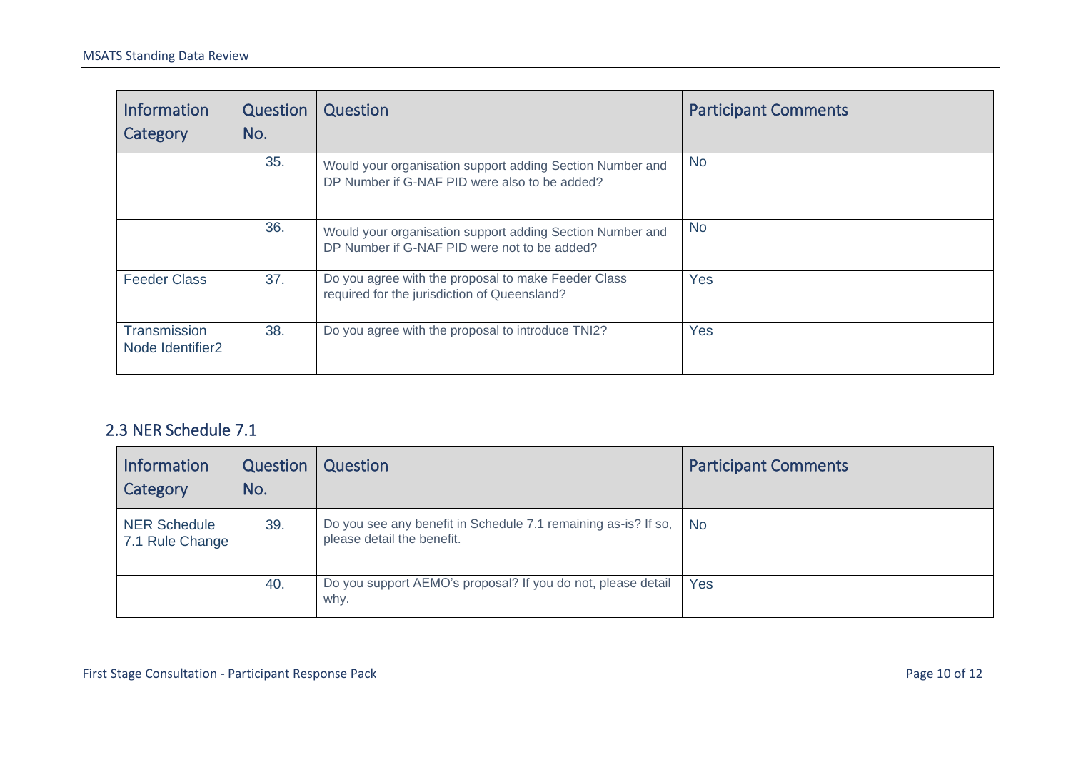| Information Category | Question No. | Question | Participant Comments |
|---|---|---|---|
| | 35. | Would your organisation support adding Section Number and DP Number if G-NAF PID were also to be added? | No |
| | 36. | Would your organisation support adding Section Number and DP Number if G-NAF PID were not to be added? | No |
| Feeder Class | 37. | Do you agree with the proposal to make Feeder Class required for the jurisdiction of Queensland? | Yes |
| Transmission Node Identifier2 | 38. | Do you agree with the proposal to introduce TNI2? | Yes |

## 2.3 NER Schedule 7.1

| Information Category | Question No. | Question | Participant Comments |
|---|---|---|---|
| NER Schedule 7.1 Rule Change | 39. | Do you see any benefit in Schedule 7.1 remaining as-is? If so, please detail the benefit. | No |
| | 40. | Do you support AEMO's proposal? If you do not, please detail why. | Yes |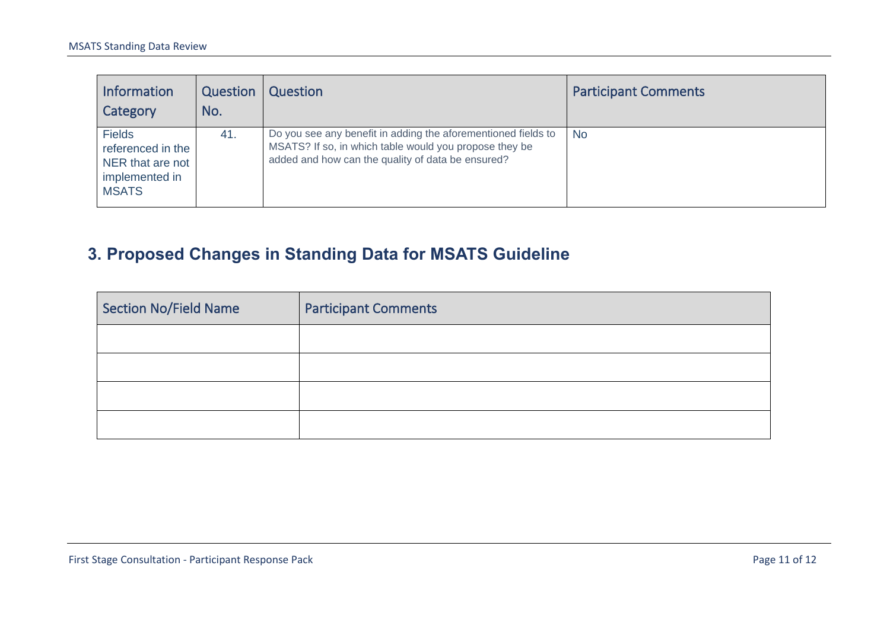| Information Category | Question No. | Question | Participant Comments |
| --- | --- | --- | --- |
| Fields referenced in the NER that are not implemented in MSATS | 41. | Do you see any benefit in adding the aforementioned fields to MSATS? If so, in which table would you propose they be added and how can the quality of data be ensured? | No |

## 3. Proposed Changes in Standing Data for MSATS Guideline

| Section No/Field Name | Participant Comments |
| --- | --- |
| | |
| | |
| | |
| | |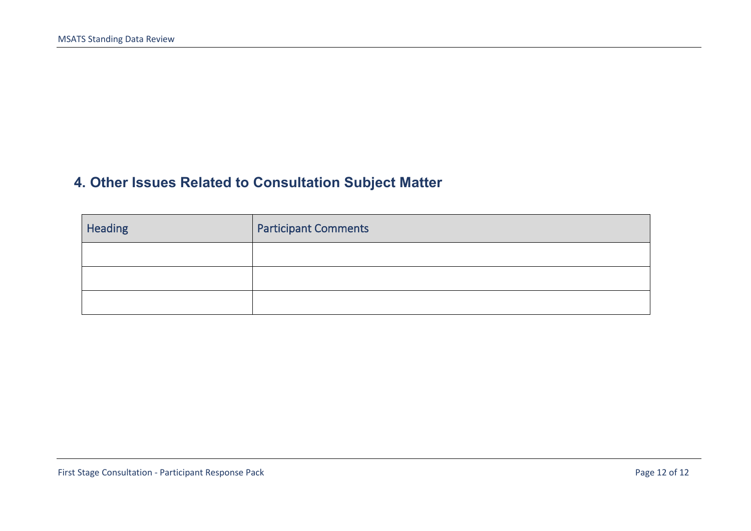## 4. Other Issues Related to Consultation Subject Matter

| Heading | Participant Comments |
|---|---|
| | |
| | |
| | |